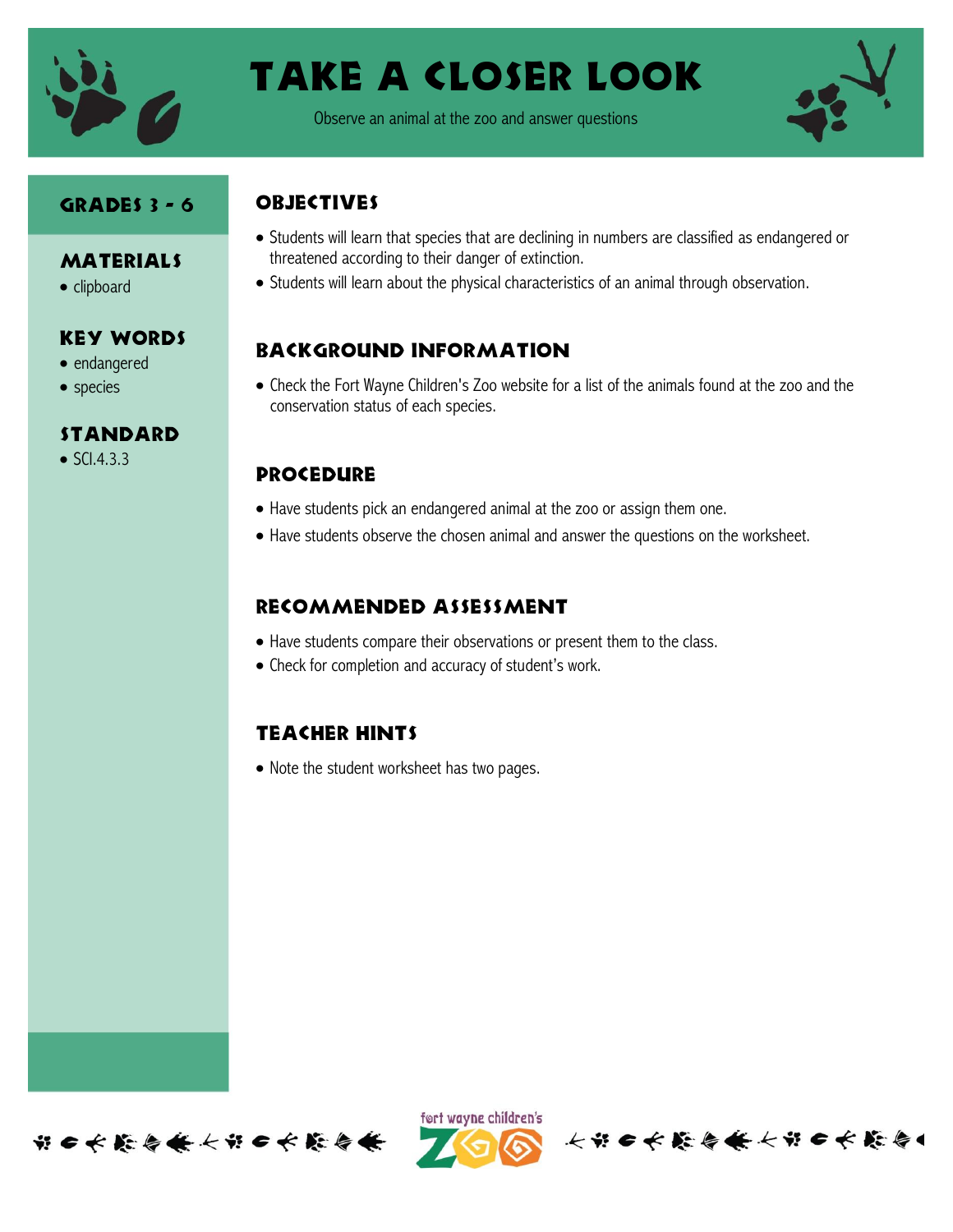# TAKE A CLOSER LOOK

Observe an animal at the zoo and answer questions

## GRADES 3 - 6

## MATERIALS

- clipboard

## KEY WORDS

- endangered
- species

## STANDARD

- SCI.4.3.3

## OBJECTIVES

- Students will learn that species that are declining in numbers are classified as endangered or threatened according to their danger of extinction.
- Students will learn about the physical characteristics of an animal through observation.

## BACKGROUND INFORMATION

- Check the Fort Wayne Children's Zoo website for a list of the animals found at the zoo and the conservation status of each species.

## PROCEDURE

- Have students pick an endangered animal at the zoo or assign them one.
- Have students observe the chosen animal and answer the questions on the worksheet.

## RECOMMENDED ASSESSMENT

- Have students compare their observations or present them to the class.
- Check for completion and accuracy of student's work.

## TEACHER HINTS

- Note the student worksheet has two pages.

fort wayne children's ZOO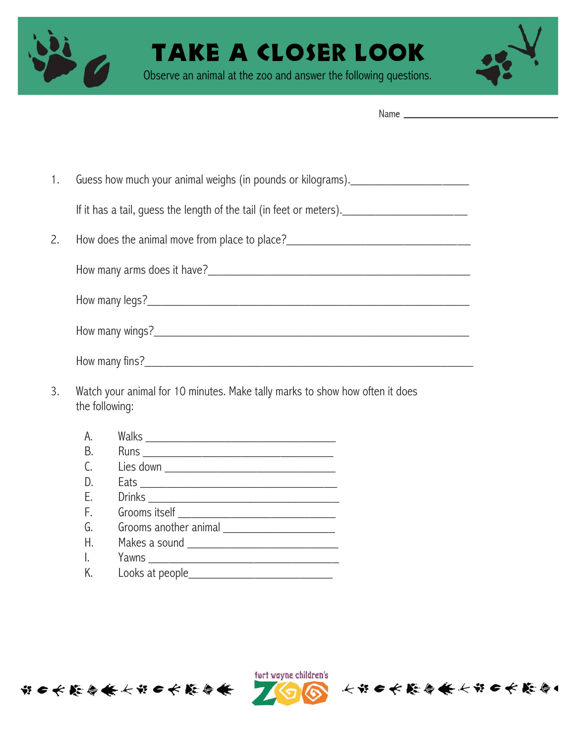# TAKE A CLOSER LOOK

Observe an animal at the zoo and answer the following questions.

Name ______________________________

1. Guess how much your animal weighs (in pounds or kilograms).____________________

   If it has a tail, guess the length of the tail (in feet or meters).____________________

2. How does the animal move from place to place?______________________________

   How many arms does it have?______________________________

   How many legs?______________________________

   How many wings?______________________________

   How many fins?______________________________

3. Watch your animal for 10 minutes. Make tally marks to show how often it does the following:

   A. Walks ______________________________
   B. Runs ______________________________
   C. Lies down ______________________________
   D. Eats ______________________________
   E. Drinks ______________________________
   F. Grooms itself ______________________________
   G. Grooms another animal ____________________
   H. Makes a sound ______________________________
   I. Yawns ______________________________
   K. Looks at people______________________________

fort wayne children's ZOO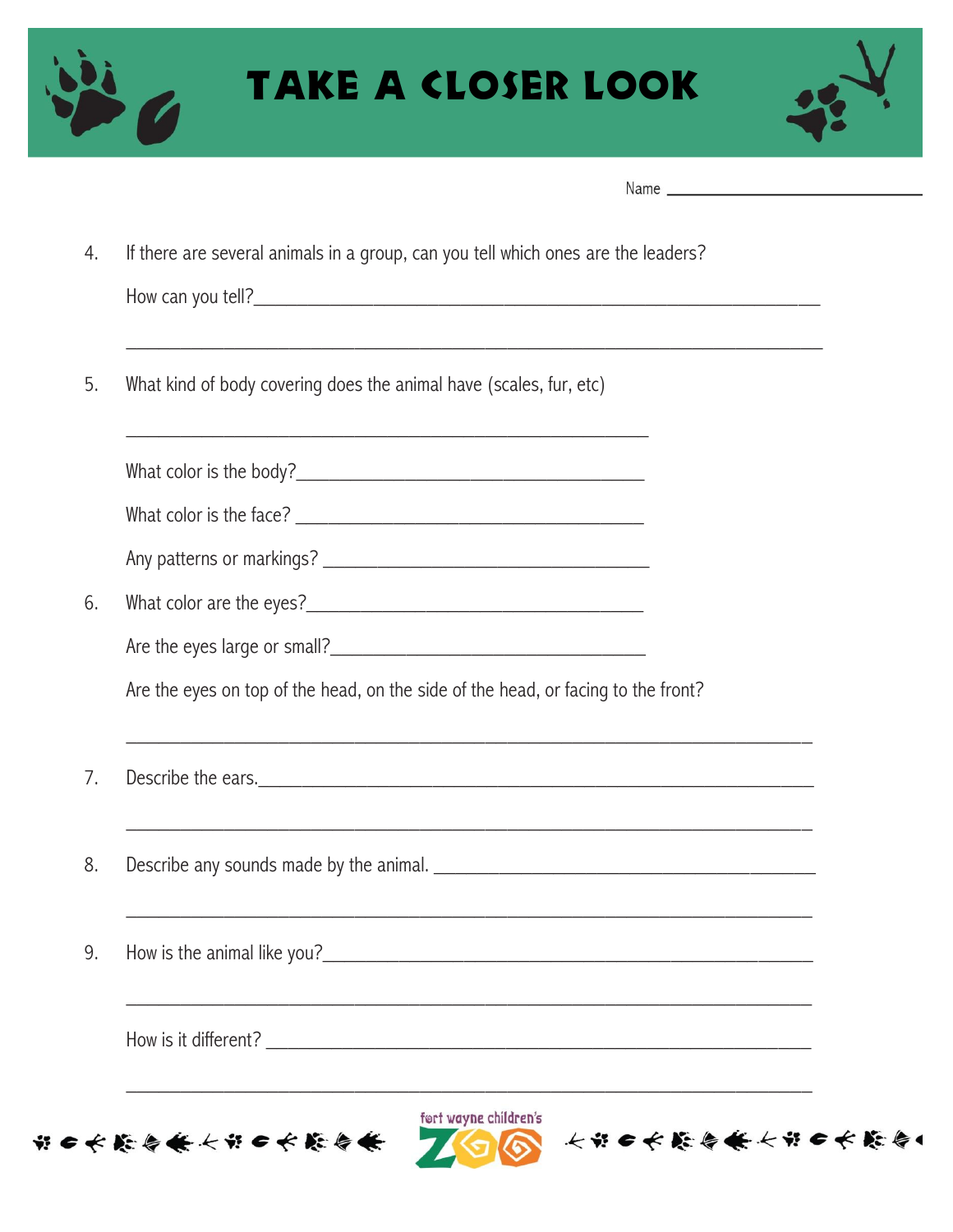# TAKE A CLOSER LOOK

Name ______________________________

4. If there are several animals in a group, can you tell which ones are the leaders?

   How can you tell?____________________________________________________________

   ____________________________________________________________________________

5. What kind of body covering does the animal have (scales, fur, etc)

   ______________________________________________________

   What color is the body?____________________________________

   What color is the face? ____________________________________

   Any patterns or markings? _________________________________

6. What color are the eyes?__________________________________

   Are the eyes large or small?_______________________________

   Are the eyes on top of the head, on the side of the head, or facing to the front?

   ____________________________________________________________________________

7. Describe the ears.__________________________________________________________

   ____________________________________________________________________________

8. Describe any sounds made by the animal. _______________________________________

   ____________________________________________________________________________

9. How is the animal like you?__________________________________________________

   ____________________________________________________________________________

   How is it different? _________________________________________________________

   ____________________________________________________________________________

fort wayne children's ZOO